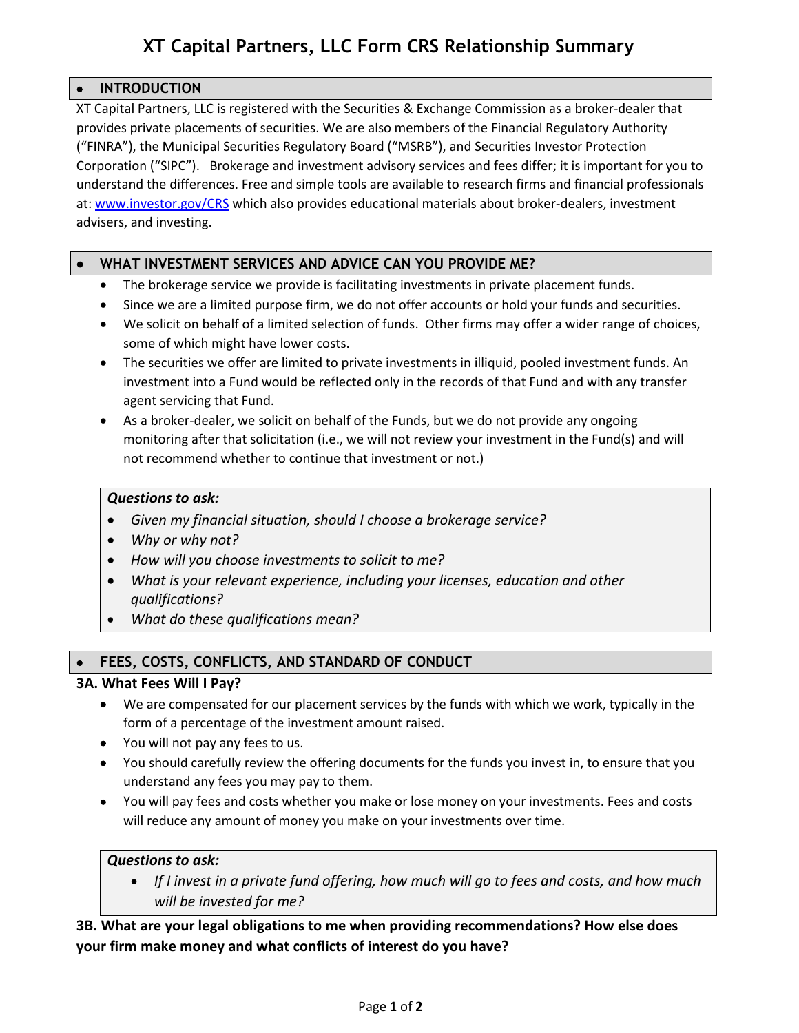# XT Capital Partners, LLC Form CRS Relationship Summary

## INTRODUCTION

XT Capital Partners, LLC is registered with the Securities & Exchange Commission as a broker-dealer that provides private placements of securities. We are also members of the Financial Regulatory Authority ("FINRA"), the Municipal Securities Regulatory Board ("MSRB"), and Securities Investor Protection Corporation ("SIPC"). Brokerage and investment advisory services and fees differ; it is important for you to understand the differences. Free and simple tools are available to research firms and financial professionals at: [www.investor.gov/CRS](www.investor.gov/CRS) which also provides educational materials about broker-dealers, investment advisers, and investing.

## WHAT INVESTMENT SERVICES AND ADVICE CAN YOU PROVIDE ME?

- The brokerage service we provide is facilitating investments in private placement funds.
- Since we are a limited purpose firm, we do not offer accounts or hold your funds and securities.
- We solicit on behalf of a limited selection of funds. Other firms may offer a wider range of choices, some of which might have lower costs.
- The securities we offer are limited to private investments in illiquid, pooled investment funds. An investment into a Fund would be reflected only in the records of that Fund and with any transfer agent servicing that Fund.
- As a broker-dealer, we solicit on behalf of the Funds, but we do not provide any ongoing monitoring after that solicitation (i.e., we will not review your investment in the Fund(s) and will not recommend whether to continue that investment or not.)

***Questions to ask:***

- *Given my financial situation, should I choose a brokerage service?*
- *Why or why not?*
- *How will you choose investments to solicit to me?*
- *What is your relevant experience, including your licenses, education and other qualifications?*
- *What do these qualifications mean?*

## FEES, COSTS, CONFLICTS, AND STANDARD OF CONDUCT

### 3A. What Fees Will I Pay?

- We are compensated for our placement services by the funds with which we work, typically in the form of a percentage of the investment amount raised.
- You will not pay any fees to us.
- You should carefully review the offering documents for the funds you invest in, to ensure that you understand any fees you may pay to them.
- You will pay fees and costs whether you make or lose money on your investments. Fees and costs will reduce any amount of money you make on your investments over time.

***Questions to ask:***

- *If I invest in a private fund offering, how much will go to fees and costs, and how much will be invested for me?*

### 3B. What are your legal obligations to me when providing recommendations? How else does your firm make money and what conflicts of interest do you have?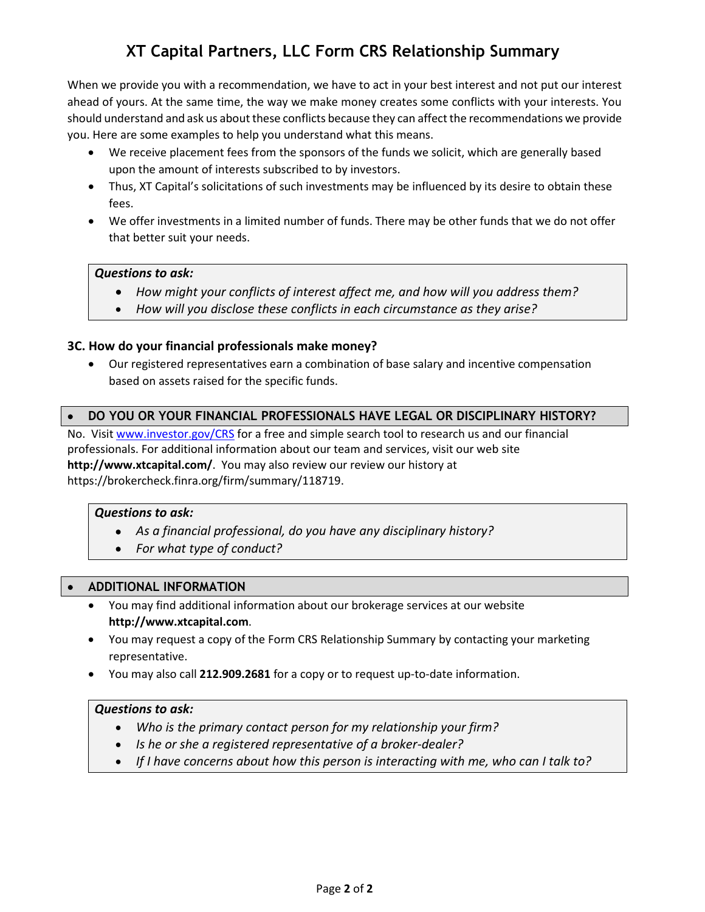# XT Capital Partners, LLC Form CRS Relationship Summary

When we provide you with a recommendation, we have to act in your best interest and not put our interest ahead of yours. At the same time, the way we make money creates some conflicts with your interests. You should understand and ask us about these conflicts because they can affect the recommendations we provide you. Here are some examples to help you understand what this means.

- We receive placement fees from the sponsors of the funds we solicit, which are generally based upon the amount of interests subscribed to by investors.
- Thus, XT Capital's solicitations of such investments may be influenced by its desire to obtain these fees.
- We offer investments in a limited number of funds. There may be other funds that we do not offer that better suit your needs.

***Questions to ask:***

- *How might your conflicts of interest affect me, and how will you address them?*
- *How will you disclose these conflicts in each circumstance as they arise?*

### 3C. How do your financial professionals make money?

- Our registered representatives earn a combination of base salary and incentive compensation based on assets raised for the specific funds.

## DO YOU OR YOUR FINANCIAL PROFESSIONALS HAVE LEGAL OR DISCIPLINARY HISTORY?

No. Visit www.investor.gov/CRS for a free and simple search tool to research us and our financial professionals. For additional information about our team and services, visit our web site **http://www.xtcapital.com/**. You may also review our review our history at https://brokercheck.finra.org/firm/summary/118719.

***Questions to ask:***

- *As a financial professional, do you have any disciplinary history?*
- *For what type of conduct?*

## ADDITIONAL INFORMATION

- You may find additional information about our brokerage services at our website **http://www.xtcapital.com**.
- You may request a copy of the Form CRS Relationship Summary by contacting your marketing representative.
- You may also call **212.909.2681** for a copy or to request up-to-date information.

***Questions to ask:***

- *Who is the primary contact person for my relationship your firm?*
- *Is he or she a registered representative of a broker-dealer?*
- *If I have concerns about how this person is interacting with me, who can I talk to?*